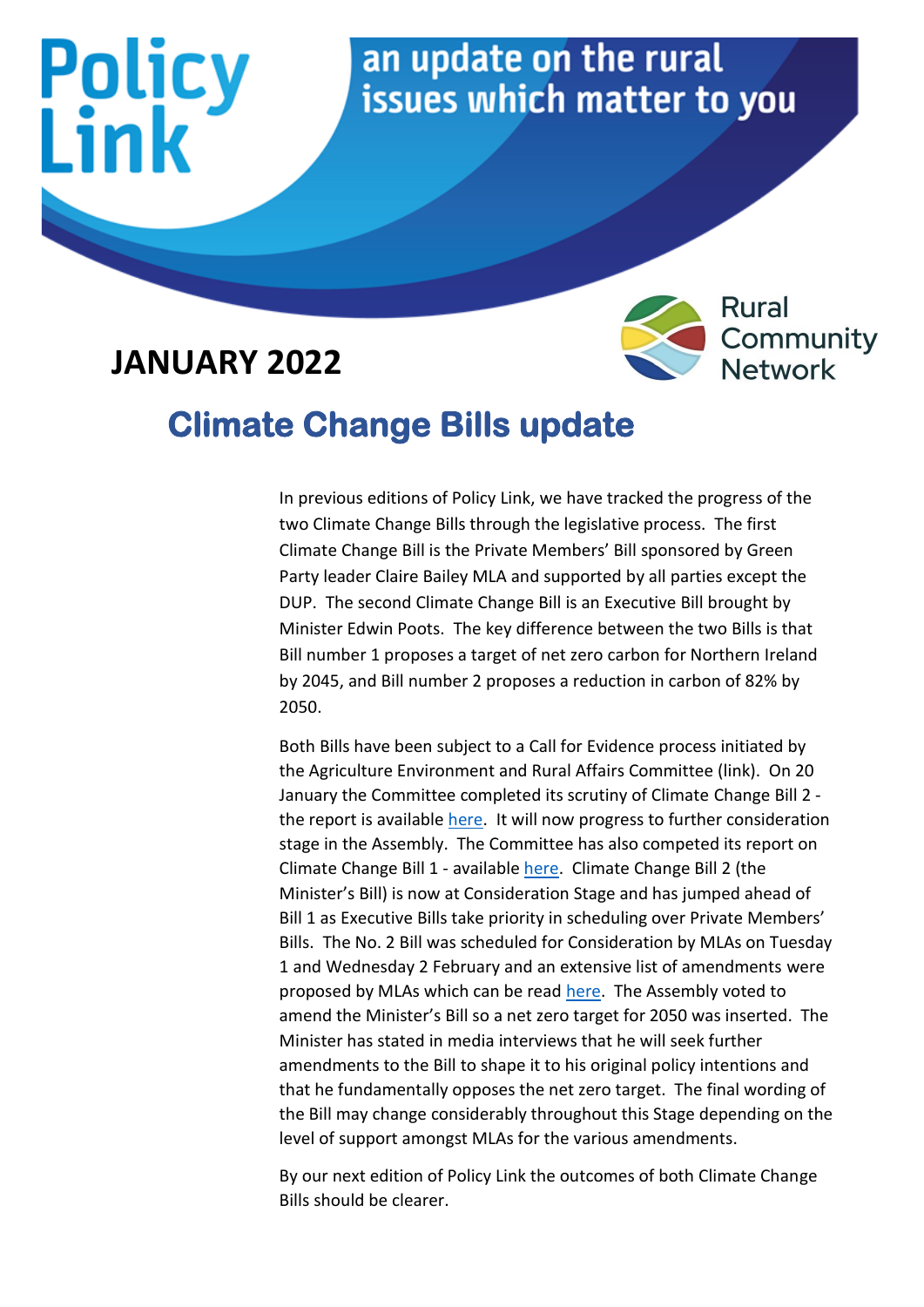# Policy Link

an update on the rural issues which matter to you

Rural Community Network

**JANUARY 2022**

## Climate Change Bills update

In previous editions of Policy Link, we have tracked the progress of the two Climate Change Bills through the legislative process. The first Climate Change Bill is the Private Members' Bill sponsored by Green Party leader Claire Bailey MLA and supported by all parties except the DUP. The second Climate Change Bill is an Executive Bill brought by Minister Edwin Poots. The key difference between the two Bills is that Bill number 1 proposes a target of net zero carbon for Northern Ireland by 2045, and Bill number 2 proposes a reduction in carbon of 82% by 2050.

Both Bills have been subject to a Call for Evidence process initiated by the Agriculture Environment and Rural Affairs Committee (link). On 20 January the Committee completed its scrutiny of Climate Change Bill 2 - the report is available here. It will now progress to further consideration stage in the Assembly. The Committee has also competed its report on Climate Change Bill 1 - available here. Climate Change Bill 2 (the Minister's Bill) is now at Consideration Stage and has jumped ahead of Bill 1 as Executive Bills take priority in scheduling over Private Members' Bills. The No. 2 Bill was scheduled for Consideration by MLAs on Tuesday 1 and Wednesday 2 February and an extensive list of amendments were proposed by MLAs which can be read here. The Assembly voted to amend the Minister's Bill so a net zero target for 2050 was inserted. The Minister has stated in media interviews that he will seek further amendments to the Bill to shape it to his original policy intentions and that he fundamentally opposes the net zero target. The final wording of the Bill may change considerably throughout this Stage depending on the level of support amongst MLAs for the various amendments.

By our next edition of Policy Link the outcomes of both Climate Change Bills should be clearer.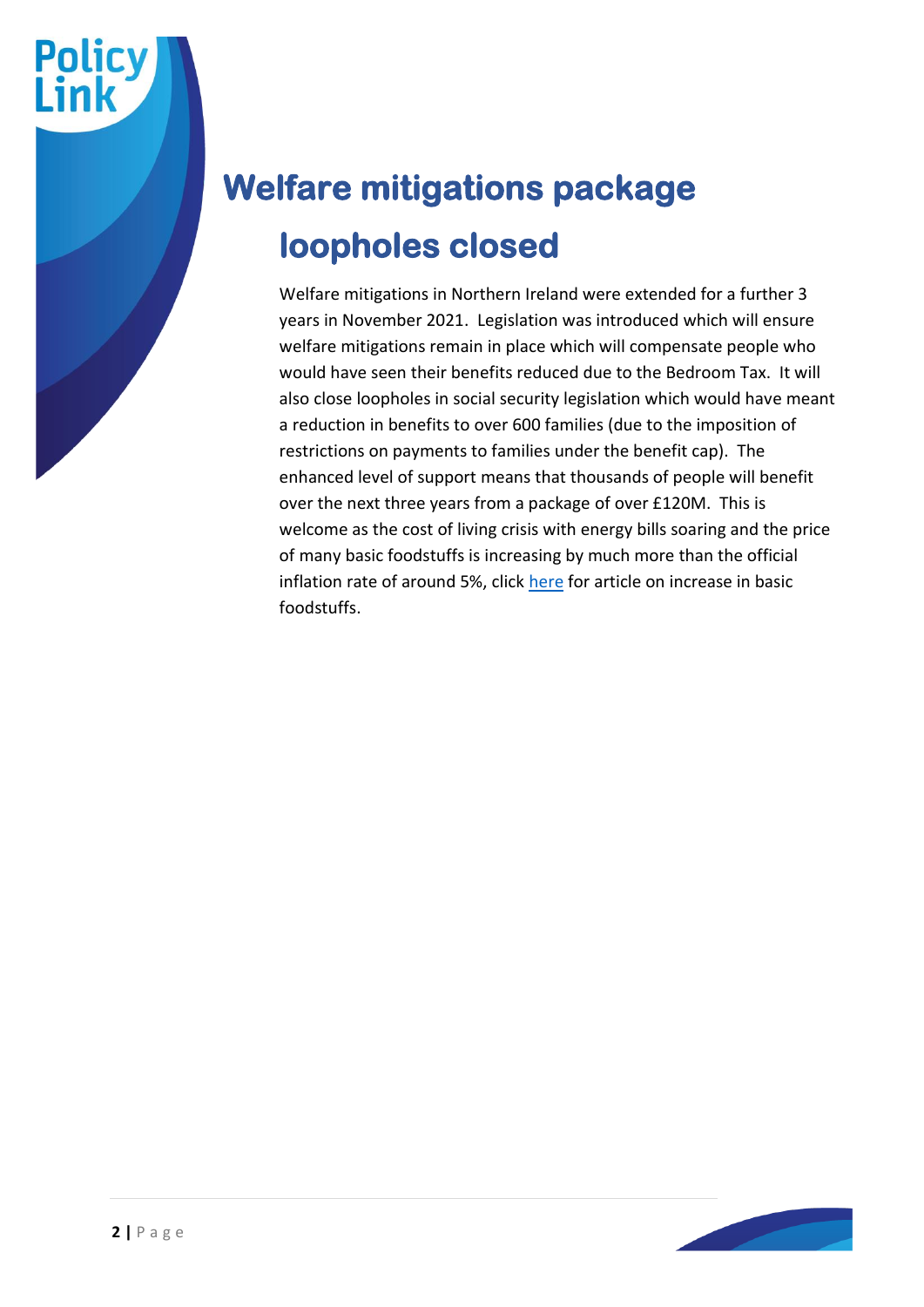# Welfare mitigations package loopholes closed

Welfare mitigations in Northern Ireland were extended for a further 3 years in November 2021. Legislation was introduced which will ensure welfare mitigations remain in place which will compensate people who would have seen their benefits reduced due to the Bedroom Tax. It will also close loopholes in social security legislation which would have meant a reduction in benefits to over 600 families (due to the imposition of restrictions on payments to families under the benefit cap). The enhanced level of support means that thousands of people will benefit over the next three years from a package of over £120M. This is welcome as the cost of living crisis with energy bills soaring and the price of many basic foodstuffs is increasing by much more than the official inflation rate of around 5%, click here for article on increase in basic foodstuffs.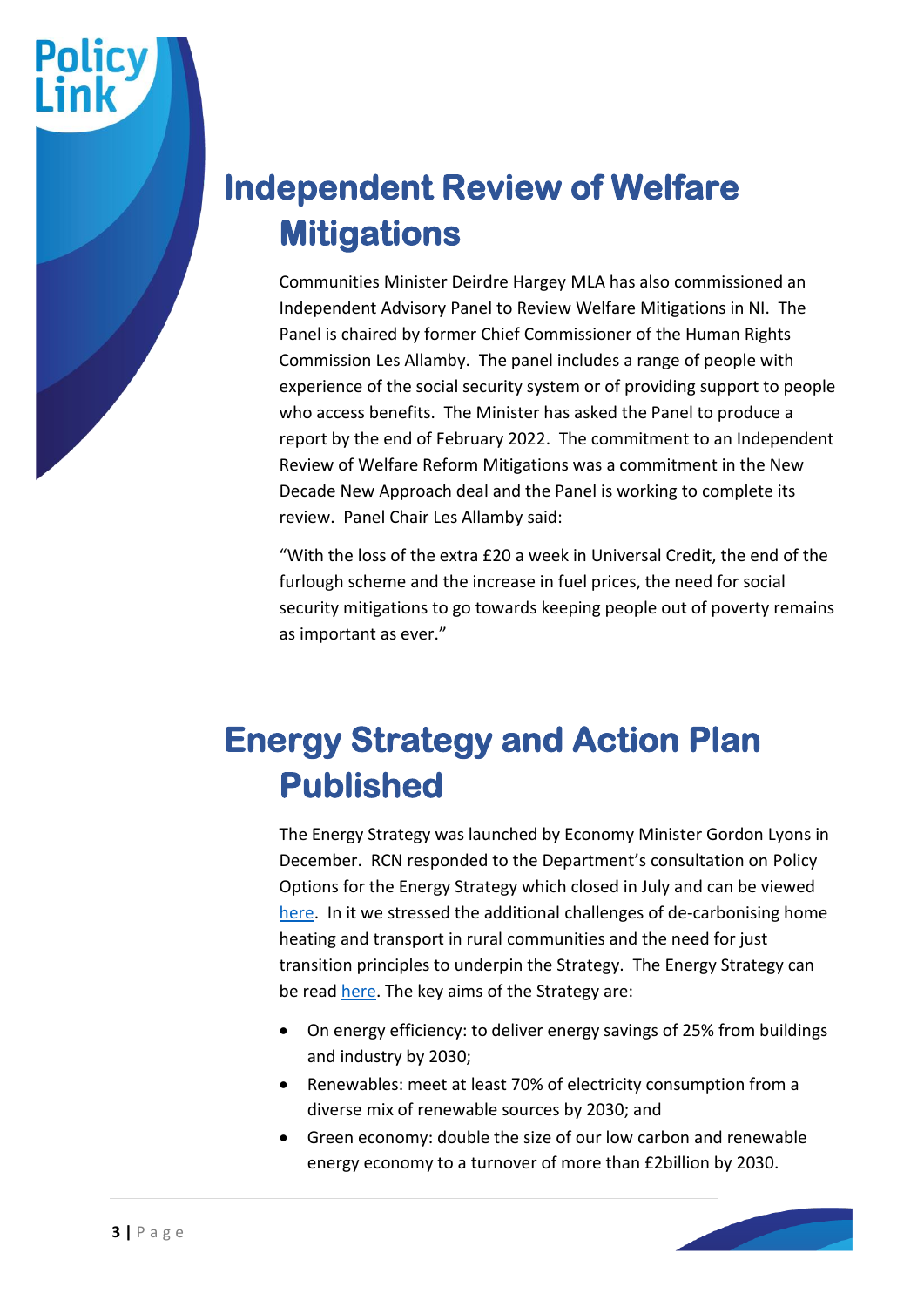## Independent Review of Welfare Mitigations

Communities Minister Deirdre Hargey MLA has also commissioned an Independent Advisory Panel to Review Welfare Mitigations in NI. The Panel is chaired by former Chief Commissioner of the Human Rights Commission Les Allamby. The panel includes a range of people with experience of the social security system or of providing support to people who access benefits. The Minister has asked the Panel to produce a report by the end of February 2022. The commitment to an Independent Review of Welfare Reform Mitigations was a commitment in the New Decade New Approach deal and the Panel is working to complete its review. Panel Chair Les Allamby said:

"With the loss of the extra £20 a week in Universal Credit, the end of the furlough scheme and the increase in fuel prices, the need for social security mitigations to go towards keeping people out of poverty remains as important as ever."

## Energy Strategy and Action Plan Published

The Energy Strategy was launched by Economy Minister Gordon Lyons in December. RCN responded to the Department's consultation on Policy Options for the Energy Strategy which closed in July and can be viewed here. In it we stressed the additional challenges of de-carbonising home heating and transport in rural communities and the need for just transition principles to underpin the Strategy. The Energy Strategy can be read here. The key aims of the Strategy are:

- On energy efficiency: to deliver energy savings of 25% from buildings and industry by 2030;
- Renewables: meet at least 70% of electricity consumption from a diverse mix of renewable sources by 2030; and
- Green economy: double the size of our low carbon and renewable energy economy to a turnover of more than £2billion by 2030.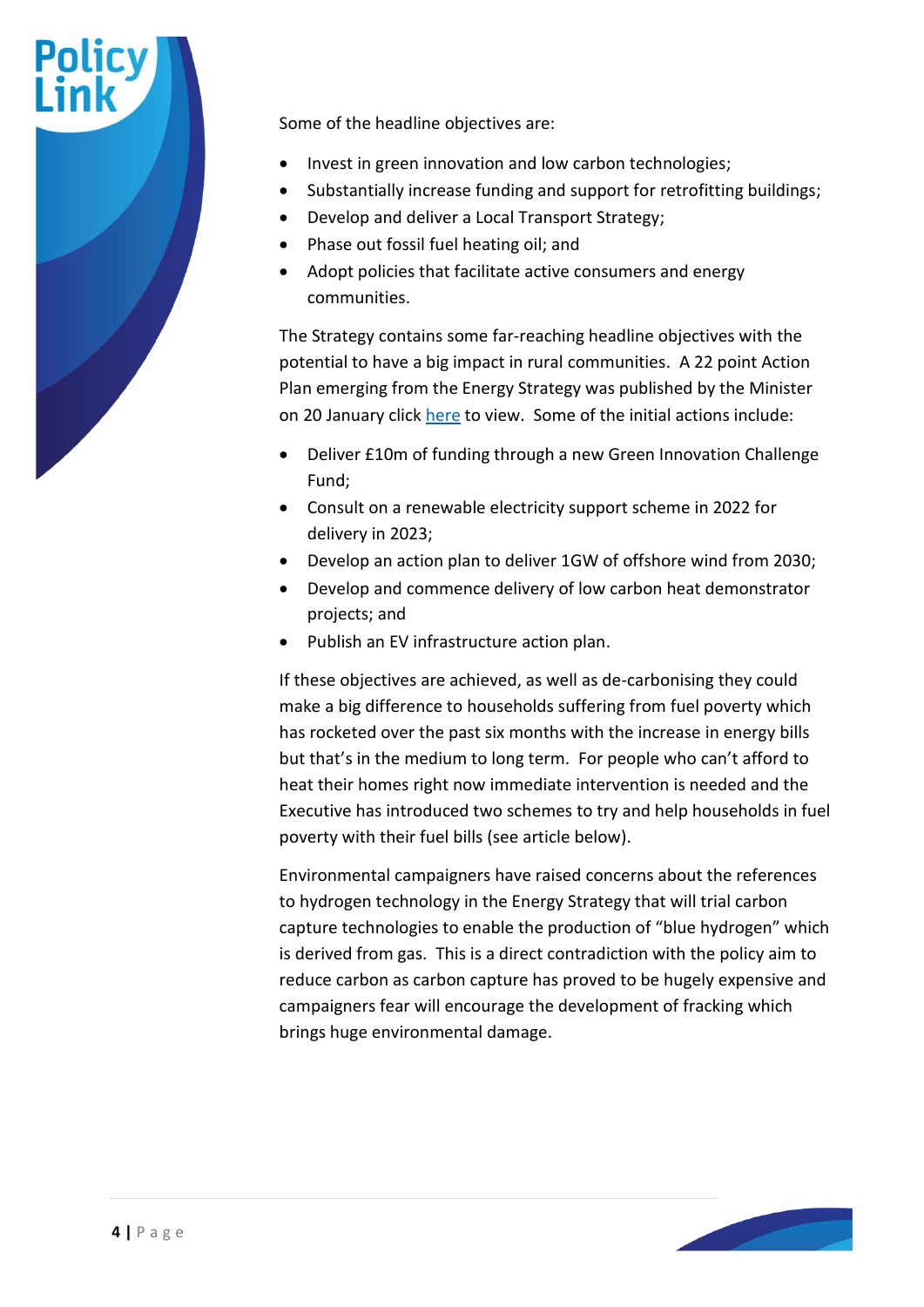Some of the headline objectives are:

- Invest in green innovation and low carbon technologies;
- Substantially increase funding and support for retrofitting buildings;
- Develop and deliver a Local Transport Strategy;
- Phase out fossil fuel heating oil; and
- Adopt policies that facilitate active consumers and energy communities.

The Strategy contains some far-reaching headline objectives with the potential to have a big impact in rural communities. A 22 point Action Plan emerging from the Energy Strategy was published by the Minister on 20 January click [here](#) to view. Some of the initial actions include:

- Deliver £10m of funding through a new Green Innovation Challenge Fund;
- Consult on a renewable electricity support scheme in 2022 for delivery in 2023;
- Develop an action plan to deliver 1GW of offshore wind from 2030;
- Develop and commence delivery of low carbon heat demonstrator projects; and
- Publish an EV infrastructure action plan.

If these objectives are achieved, as well as de-carbonising they could make a big difference to households suffering from fuel poverty which has rocketed over the past six months with the increase in energy bills but that's in the medium to long term. For people who can't afford to heat their homes right now immediate intervention is needed and the Executive has introduced two schemes to try and help households in fuel poverty with their fuel bills (see article below).

Environmental campaigners have raised concerns about the references to hydrogen technology in the Energy Strategy that will trial carbon capture technologies to enable the production of "blue hydrogen" which is derived from gas. This is a direct contradiction with the policy aim to reduce carbon as carbon capture has proved to be hugely expensive and campaigners fear will encourage the development of fracking which brings huge environmental damage.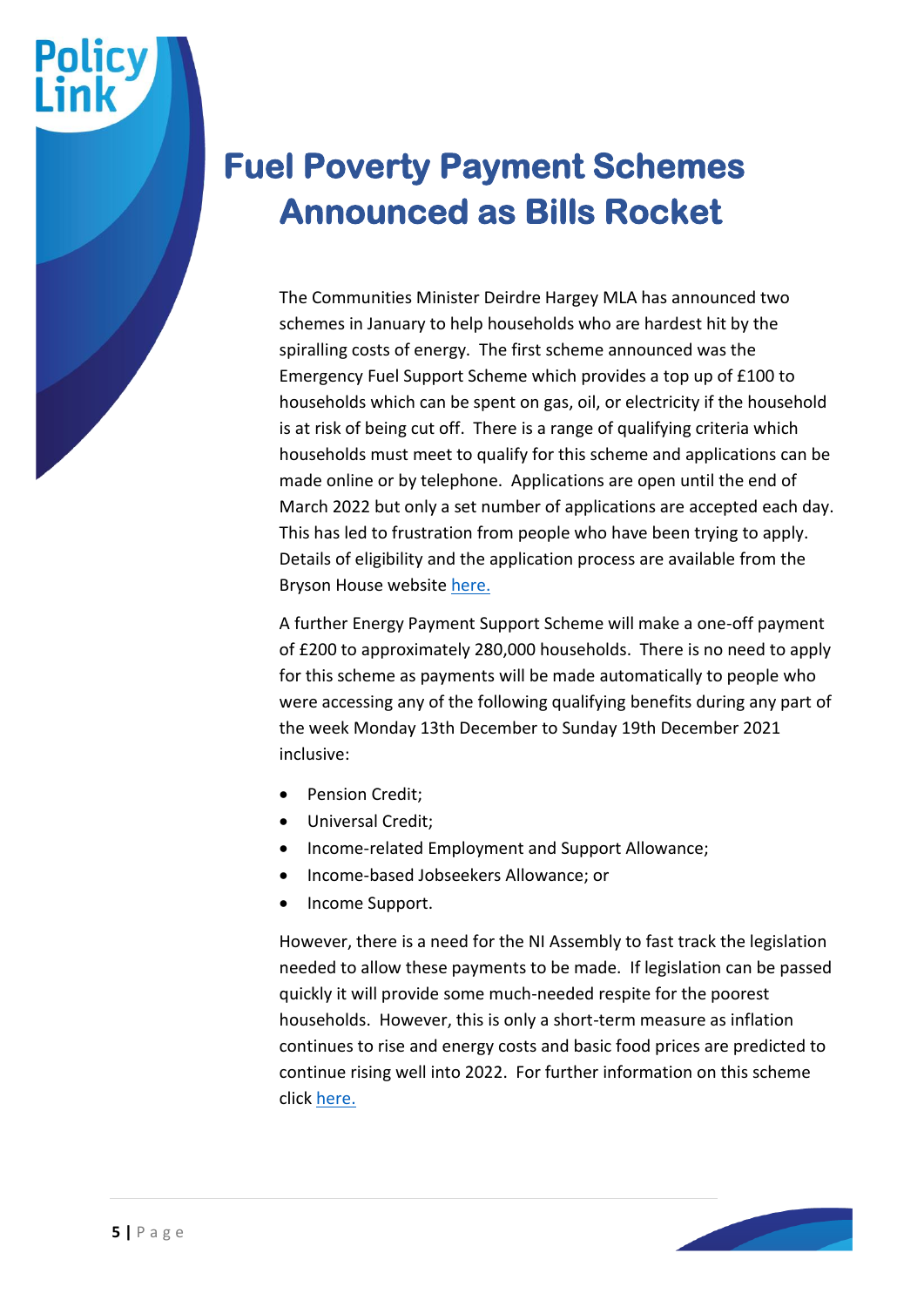# Fuel Poverty Payment Schemes Announced as Bills Rocket

The Communities Minister Deirdre Hargey MLA has announced two schemes in January to help households who are hardest hit by the spiralling costs of energy. The first scheme announced was the Emergency Fuel Support Scheme which provides a top up of £100 to households which can be spent on gas, oil, or electricity if the household is at risk of being cut off. There is a range of qualifying criteria which households must meet to qualify for this scheme and applications can be made online or by telephone. Applications are open until the end of March 2022 but only a set number of applications are accepted each day. This has led to frustration from people who have been trying to apply. Details of eligibility and the application process are available from the Bryson House website here.

A further Energy Payment Support Scheme will make a one-off payment of £200 to approximately 280,000 households. There is no need to apply for this scheme as payments will be made automatically to people who were accessing any of the following qualifying benefits during any part of the week Monday 13th December to Sunday 19th December 2021 inclusive:

- Pension Credit;
- Universal Credit;
- Income-related Employment and Support Allowance;
- Income-based Jobseekers Allowance; or
- Income Support.

However, there is a need for the NI Assembly to fast track the legislation needed to allow these payments to be made. If legislation can be passed quickly it will provide some much-needed respite for the poorest households. However, this is only a short-term measure as inflation continues to rise and energy costs and basic food prices are predicted to continue rising well into 2022. For further information on this scheme click here.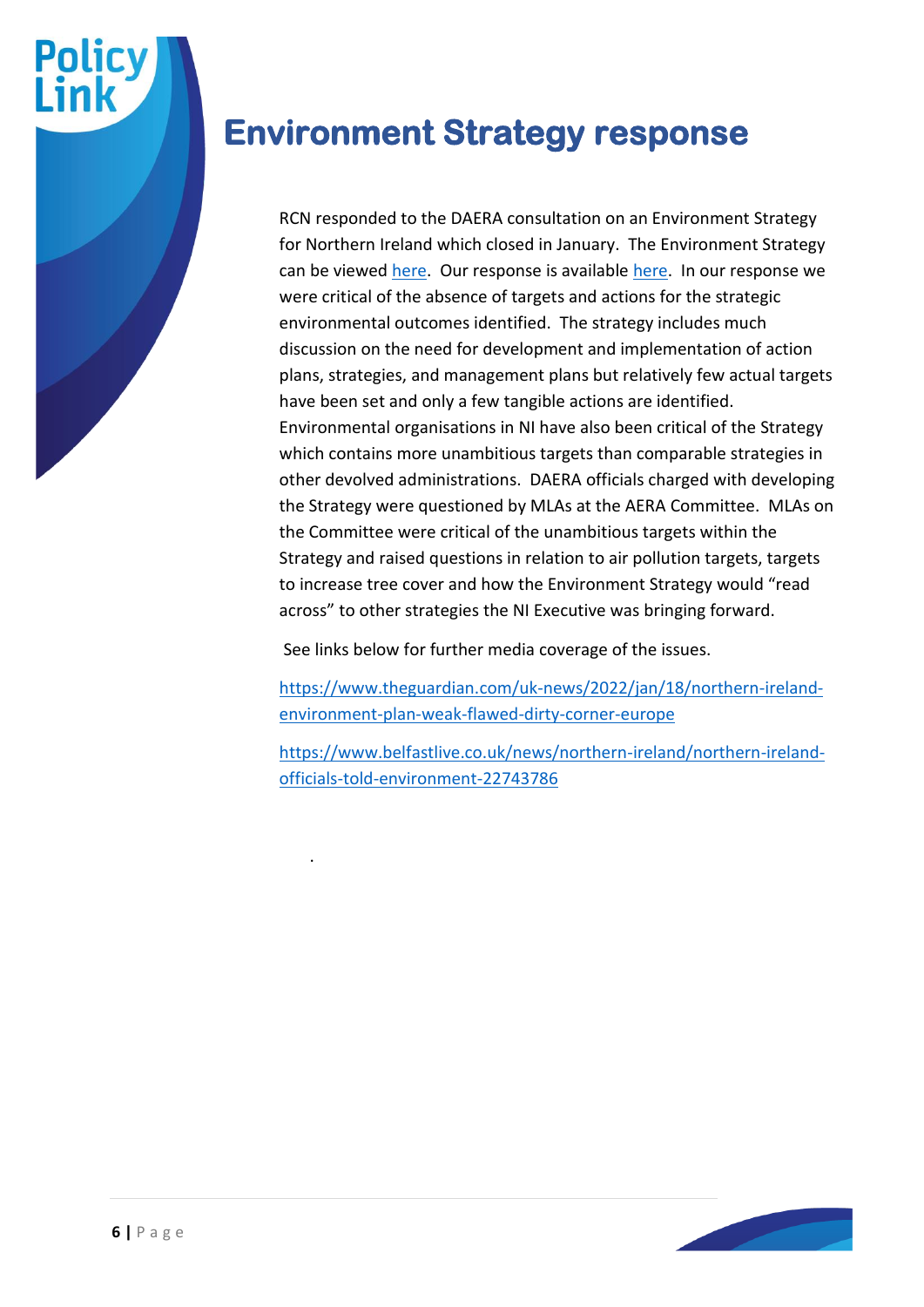# Environment Strategy response

RCN responded to the DAERA consultation on an Environment Strategy for Northern Ireland which closed in January. The Environment Strategy can be viewed here. Our response is available here. In our response we were critical of the absence of targets and actions for the strategic environmental outcomes identified. The strategy includes much discussion on the need for development and implementation of action plans, strategies, and management plans but relatively few actual targets have been set and only a few tangible actions are identified. Environmental organisations in NI have also been critical of the Strategy which contains more unambitious targets than comparable strategies in other devolved administrations. DAERA officials charged with developing the Strategy were questioned by MLAs at the AERA Committee. MLAs on the Committee were critical of the unambitious targets within the Strategy and raised questions in relation to air pollution targets, targets to increase tree cover and how the Environment Strategy would "read across" to other strategies the NI Executive was bringing forward.

See links below for further media coverage of the issues.

https://www.theguardian.com/uk-news/2022/jan/18/northern-ireland-environment-plan-weak-flawed-dirty-corner-europe

https://www.belfastlive.co.uk/news/northern-ireland/northern-ireland-officials-told-environment-22743786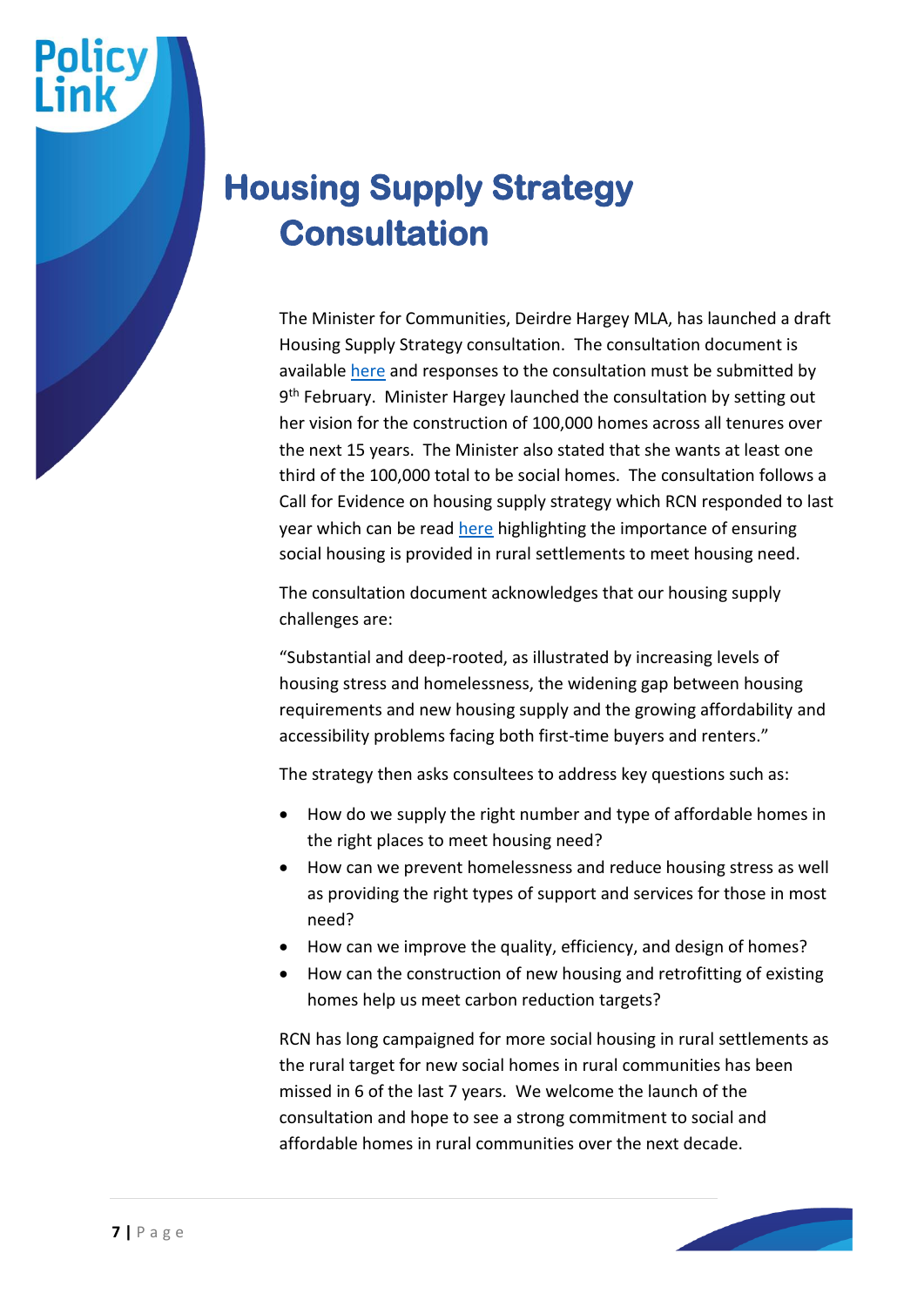# Housing Supply Strategy Consultation

The Minister for Communities, Deirdre Hargey MLA, has launched a draft Housing Supply Strategy consultation. The consultation document is available here and responses to the consultation must be submitted by 9th February. Minister Hargey launched the consultation by setting out her vision for the construction of 100,000 homes across all tenures over the next 15 years. The Minister also stated that she wants at least one third of the 100,000 total to be social homes. The consultation follows a Call for Evidence on housing supply strategy which RCN responded to last year which can be read here highlighting the importance of ensuring social housing is provided in rural settlements to meet housing need.

The consultation document acknowledges that our housing supply challenges are:

"Substantial and deep-rooted, as illustrated by increasing levels of housing stress and homelessness, the widening gap between housing requirements and new housing supply and the growing affordability and accessibility problems facing both first-time buyers and renters."

The strategy then asks consultees to address key questions such as:

- How do we supply the right number and type of affordable homes in the right places to meet housing need?
- How can we prevent homelessness and reduce housing stress as well as providing the right types of support and services for those in most need?
- How can we improve the quality, efficiency, and design of homes?
- How can the construction of new housing and retrofitting of existing homes help us meet carbon reduction targets?

RCN has long campaigned for more social housing in rural settlements as the rural target for new social homes in rural communities has been missed in 6 of the last 7 years. We welcome the launch of the consultation and hope to see a strong commitment to social and affordable homes in rural communities over the next decade.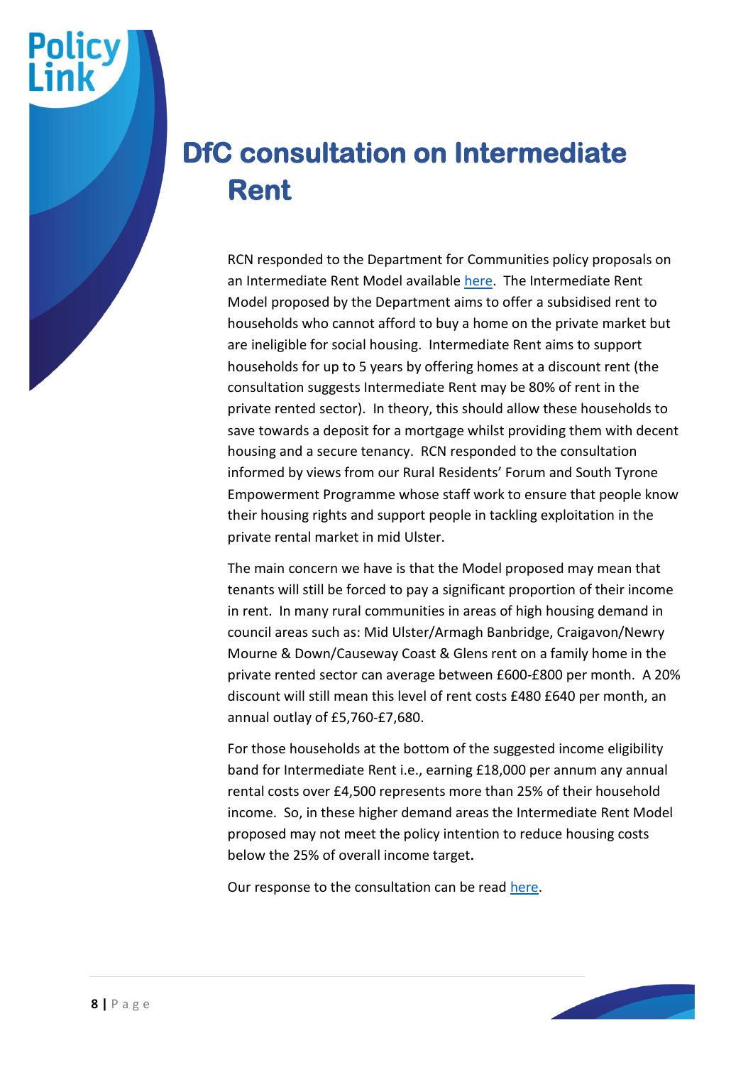# DfC consultation on Intermediate Rent

RCN responded to the Department for Communities policy proposals on an Intermediate Rent Model available here. The Intermediate Rent Model proposed by the Department aims to offer a subsidised rent to households who cannot afford to buy a home on the private market but are ineligible for social housing. Intermediate Rent aims to support households for up to 5 years by offering homes at a discount rent (the consultation suggests Intermediate Rent may be 80% of rent in the private rented sector). In theory, this should allow these households to save towards a deposit for a mortgage whilst providing them with decent housing and a secure tenancy. RCN responded to the consultation informed by views from our Rural Residents' Forum and South Tyrone Empowerment Programme whose staff work to ensure that people know their housing rights and support people in tackling exploitation in the private rental market in mid Ulster.

The main concern we have is that the Model proposed may mean that tenants will still be forced to pay a significant proportion of their income in rent. In many rural communities in areas of high housing demand in council areas such as: Mid Ulster/Armagh Banbridge, Craigavon/Newry Mourne & Down/Causeway Coast & Glens rent on a family home in the private rented sector can average between £600-£800 per month. A 20% discount will still mean this level of rent costs £480 £640 per month, an annual outlay of £5,760-£7,680.

For those households at the bottom of the suggested income eligibility band for Intermediate Rent i.e., earning £18,000 per annum any annual rental costs over £4,500 represents more than 25% of their household income. So, in these higher demand areas the Intermediate Rent Model proposed may not meet the policy intention to reduce housing costs below the 25% of overall income target**.**

Our response to the consultation can be read here.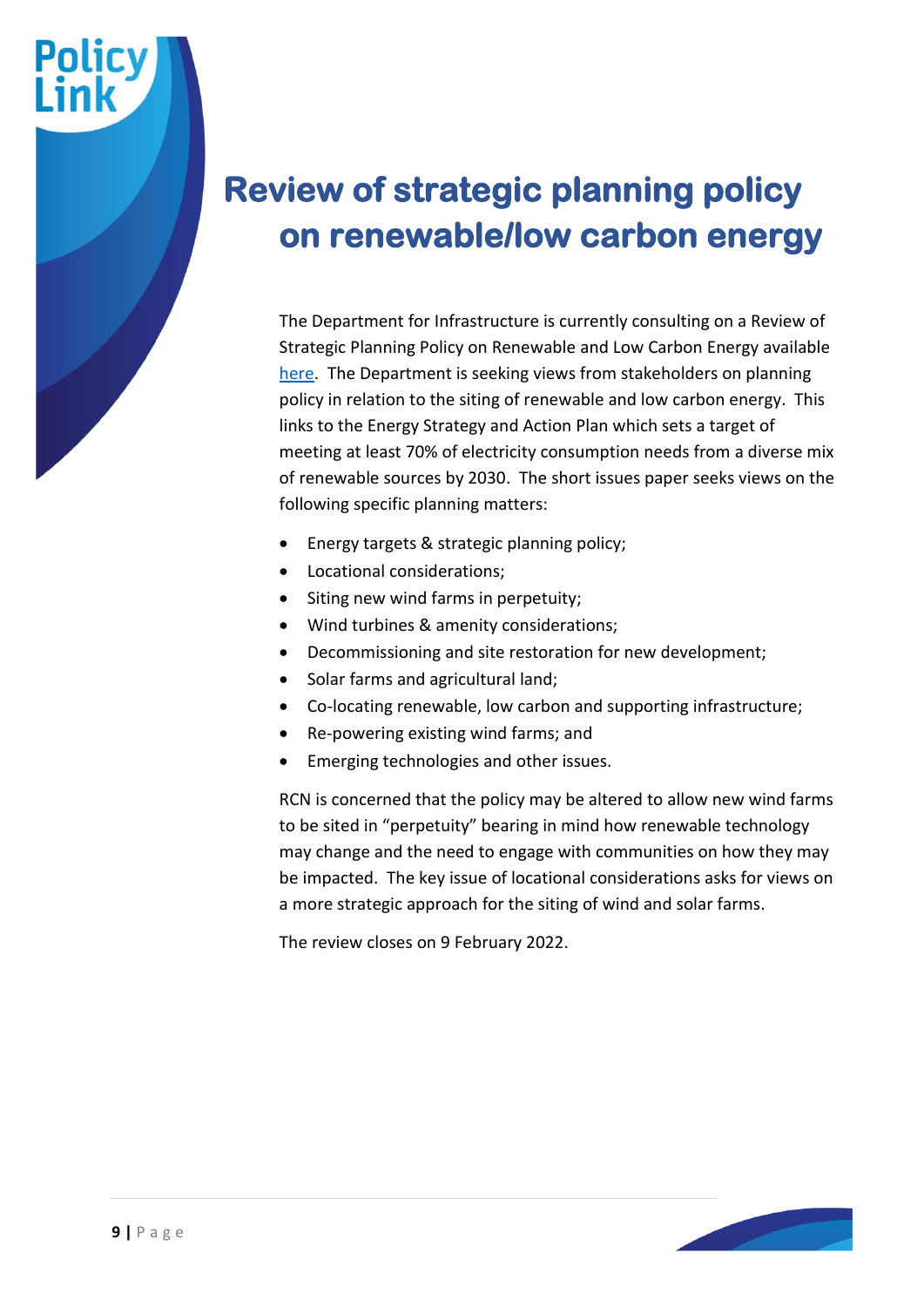# Review of strategic planning policy on renewable/low carbon energy

The Department for Infrastructure is currently consulting on a Review of Strategic Planning Policy on Renewable and Low Carbon Energy available here. The Department is seeking views from stakeholders on planning policy in relation to the siting of renewable and low carbon energy. This links to the Energy Strategy and Action Plan which sets a target of meeting at least 70% of electricity consumption needs from a diverse mix of renewable sources by 2030. The short issues paper seeks views on the following specific planning matters:

- Energy targets & strategic planning policy;
- Locational considerations;
- Siting new wind farms in perpetuity;
- Wind turbines & amenity considerations;
- Decommissioning and site restoration for new development;
- Solar farms and agricultural land;
- Co-locating renewable, low carbon and supporting infrastructure;
- Re-powering existing wind farms; and
- Emerging technologies and other issues.

RCN is concerned that the policy may be altered to allow new wind farms to be sited in "perpetuity" bearing in mind how renewable technology may change and the need to engage with communities on how they may be impacted. The key issue of locational considerations asks for views on a more strategic approach for the siting of wind and solar farms.

The review closes on 9 February 2022.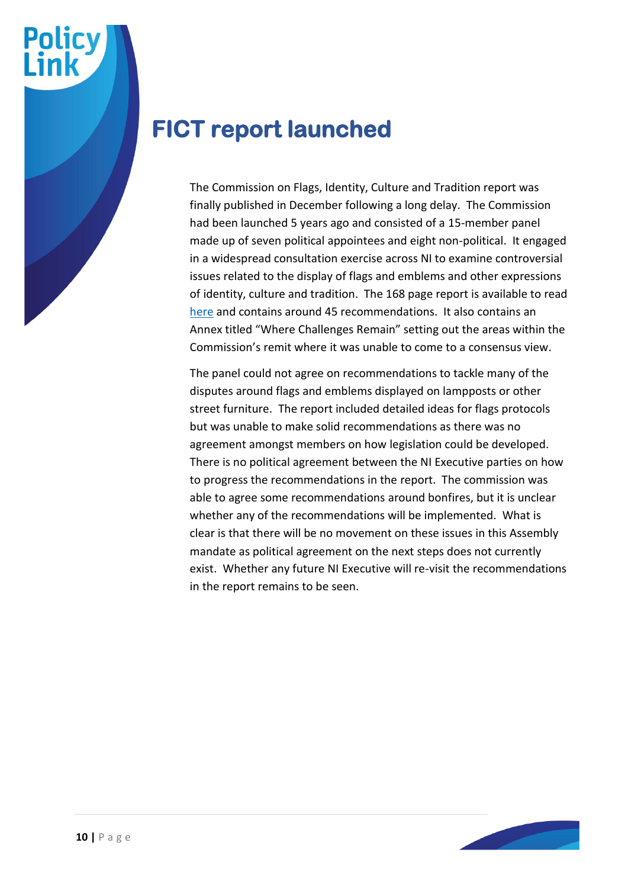# FICT report launched

The Commission on Flags, Identity, Culture and Tradition report was finally published in December following a long delay. The Commission had been launched 5 years ago and consisted of a 15-member panel made up of seven political appointees and eight non-political. It engaged in a widespread consultation exercise across NI to examine controversial issues related to the display of flags and emblems and other expressions of identity, culture and tradition. The 168 page report is available to read here and contains around 45 recommendations. It also contains an Annex titled "Where Challenges Remain" setting out the areas within the Commission's remit where it was unable to come to a consensus view.

The panel could not agree on recommendations to tackle many of the disputes around flags and emblems displayed on lampposts or other street furniture. The report included detailed ideas for flags protocols but was unable to make solid recommendations as there was no agreement amongst members on how legislation could be developed. There is no political agreement between the NI Executive parties on how to progress the recommendations in the report. The commission was able to agree some recommendations around bonfires, but it is unclear whether any of the recommendations will be implemented. What is clear is that there will be no movement on these issues in this Assembly mandate as political agreement on the next steps does not currently exist. Whether any future NI Executive will re-visit the recommendations in the report remains to be seen.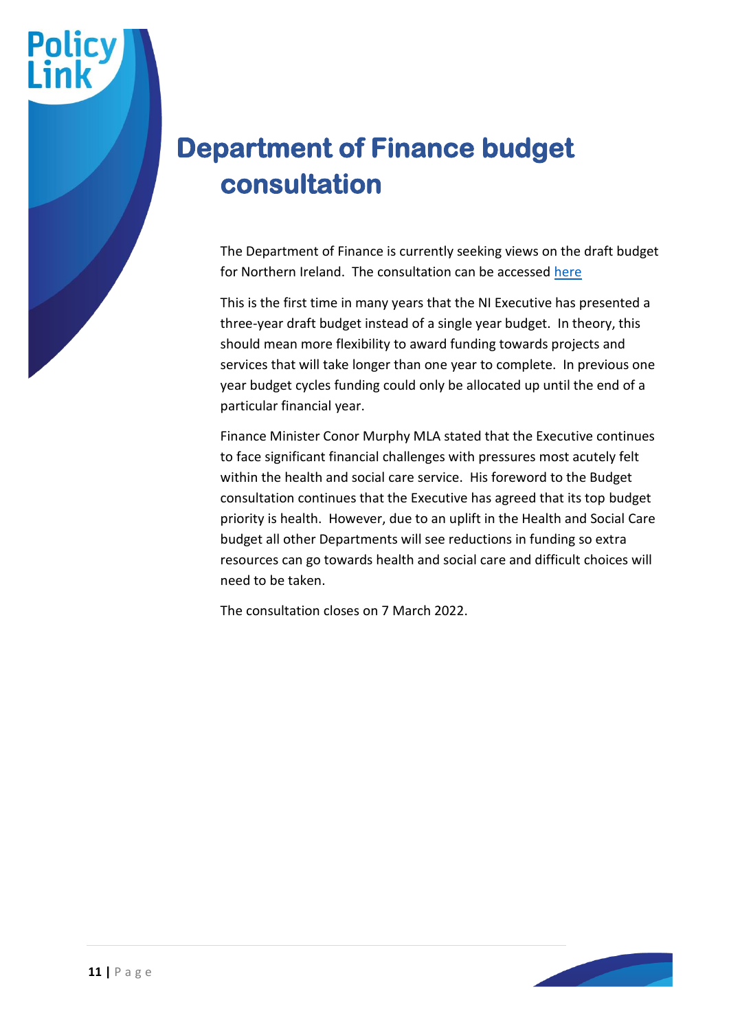# Department of Finance budget consultation

The Department of Finance is currently seeking views on the draft budget for Northern Ireland. The consultation can be accessed here

This is the first time in many years that the NI Executive has presented a three-year draft budget instead of a single year budget. In theory, this should mean more flexibility to award funding towards projects and services that will take longer than one year to complete. In previous one year budget cycles funding could only be allocated up until the end of a particular financial year.

Finance Minister Conor Murphy MLA stated that the Executive continues to face significant financial challenges with pressures most acutely felt within the health and social care service. His foreword to the Budget consultation continues that the Executive has agreed that its top budget priority is health. However, due to an uplift in the Health and Social Care budget all other Departments will see reductions in funding so extra resources can go towards health and social care and difficult choices will need to be taken.

The consultation closes on 7 March 2022.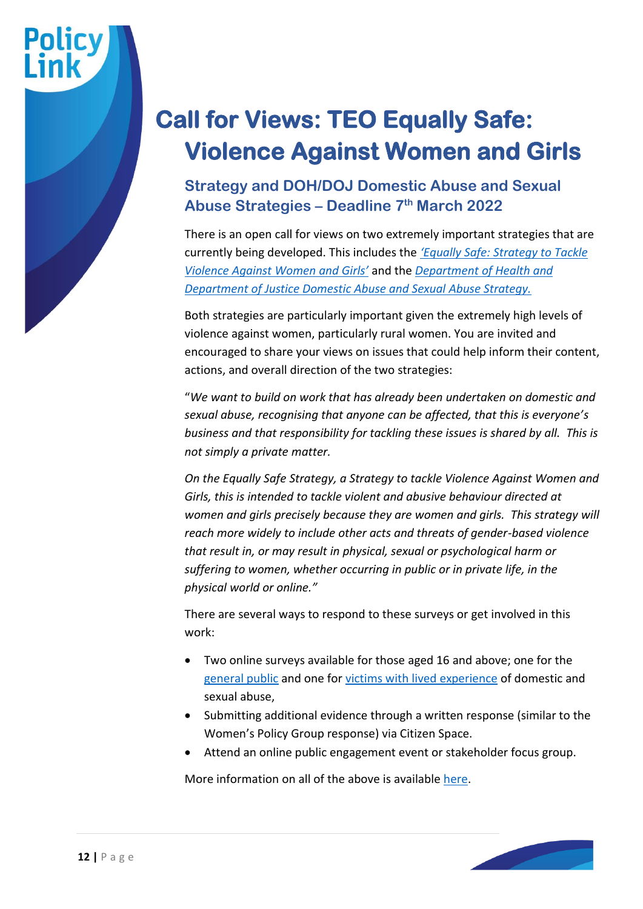# Call for Views: TEO Equally Safe: Violence Against Women and Girls

## Strategy and DOH/DOJ Domestic Abuse and Sexual Abuse Strategies – Deadline 7th March 2022

There is an open call for views on two extremely important strategies that are currently being developed. This includes the *'Equally Safe: Strategy to Tackle Violence Against Women and Girls'* and the *Department of Health and Department of Justice Domestic Abuse and Sexual Abuse Strategy.*

Both strategies are particularly important given the extremely high levels of violence against women, particularly rural women. You are invited and encouraged to share your views on issues that could help inform their content, actions, and overall direction of the two strategies:

"*We want to build on work that has already been undertaken on domestic and sexual abuse, recognising that anyone can be affected, that this is everyone's business and that responsibility for tackling these issues is shared by all. This is not simply a private matter.*

*On the Equally Safe Strategy, a Strategy to tackle Violence Against Women and Girls, this is intended to tackle violent and abusive behaviour directed at women and girls precisely because they are women and girls. This strategy will reach more widely to include other acts and threats of gender-based violence that result in, or may result in physical, sexual or psychological harm or suffering to women, whether occurring in public or in private life, in the physical world or online."*

There are several ways to respond to these surveys or get involved in this work:

- Two online surveys available for those aged 16 and above; one for the general public and one for victims with lived experience of domestic and sexual abuse,
- Submitting additional evidence through a written response (similar to the Women's Policy Group response) via Citizen Space.
- Attend an online public engagement event or stakeholder focus group.

More information on all of the above is available here.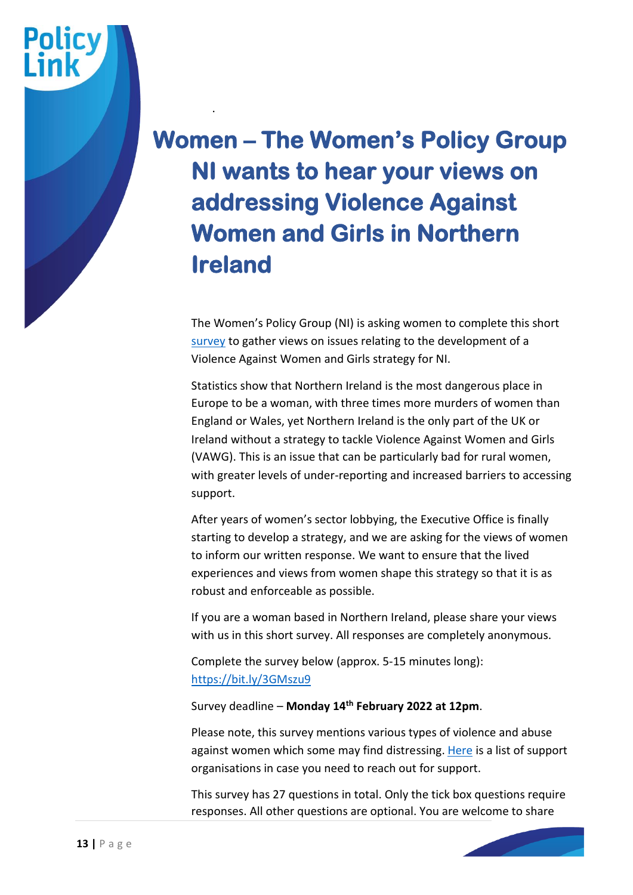## Women – The Women's Policy Group NI wants to hear your views on addressing Violence Against Women and Girls in Northern Ireland

The Women's Policy Group (NI) is asking women to complete this short survey to gather views on issues relating to the development of a Violence Against Women and Girls strategy for NI.

Statistics show that Northern Ireland is the most dangerous place in Europe to be a woman, with three times more murders of women than England or Wales, yet Northern Ireland is the only part of the UK or Ireland without a strategy to tackle Violence Against Women and Girls (VAWG). This is an issue that can be particularly bad for rural women, with greater levels of under-reporting and increased barriers to accessing support.

After years of women's sector lobbying, the Executive Office is finally starting to develop a strategy, and we are asking for the views of women to inform our written response. We want to ensure that the lived experiences and views from women shape this strategy so that it is as robust and enforceable as possible.

If you are a woman based in Northern Ireland, please share your views with us in this short survey. All responses are completely anonymous.

Complete the survey below (approx. 5-15 minutes long): https://bit.ly/3GMszu9

Survey deadline – **Monday 14th February 2022 at 12pm**.

Please note, this survey mentions various types of violence and abuse against women which some may find distressing. Here is a list of support organisations in case you need to reach out for support.

This survey has 27 questions in total. Only the tick box questions require responses. All other questions are optional. You are welcome to share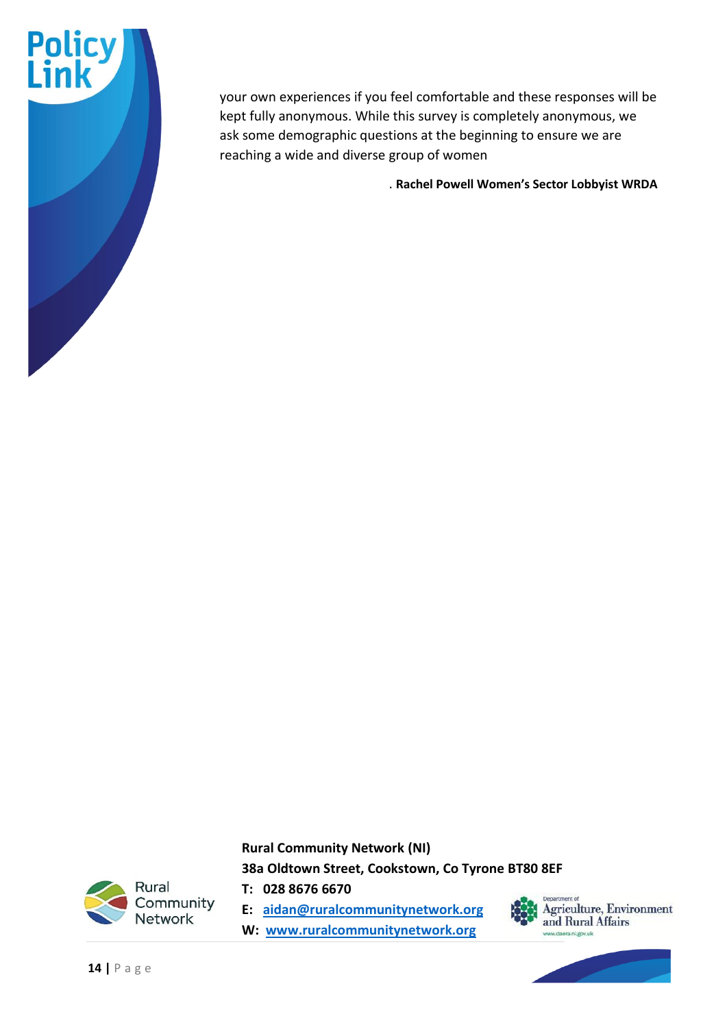your own experiences if you feel comfortable and these responses will be kept fully anonymous. While this survey is completely anonymous, we ask some demographic questions at the beginning to ensure we are reaching a wide and diverse group of women

. **Rachel Powell Women's Sector Lobbyist WRDA**

**Rural Community Network (NI)**
**38a Oldtown Street, Cookstown, Co Tyrone BT80 8EF**
**T: 028 8676 6670**
**E: aidan@ruralcommunitynetwork.org**
**W: www.ruralcommunitynetwork.org**